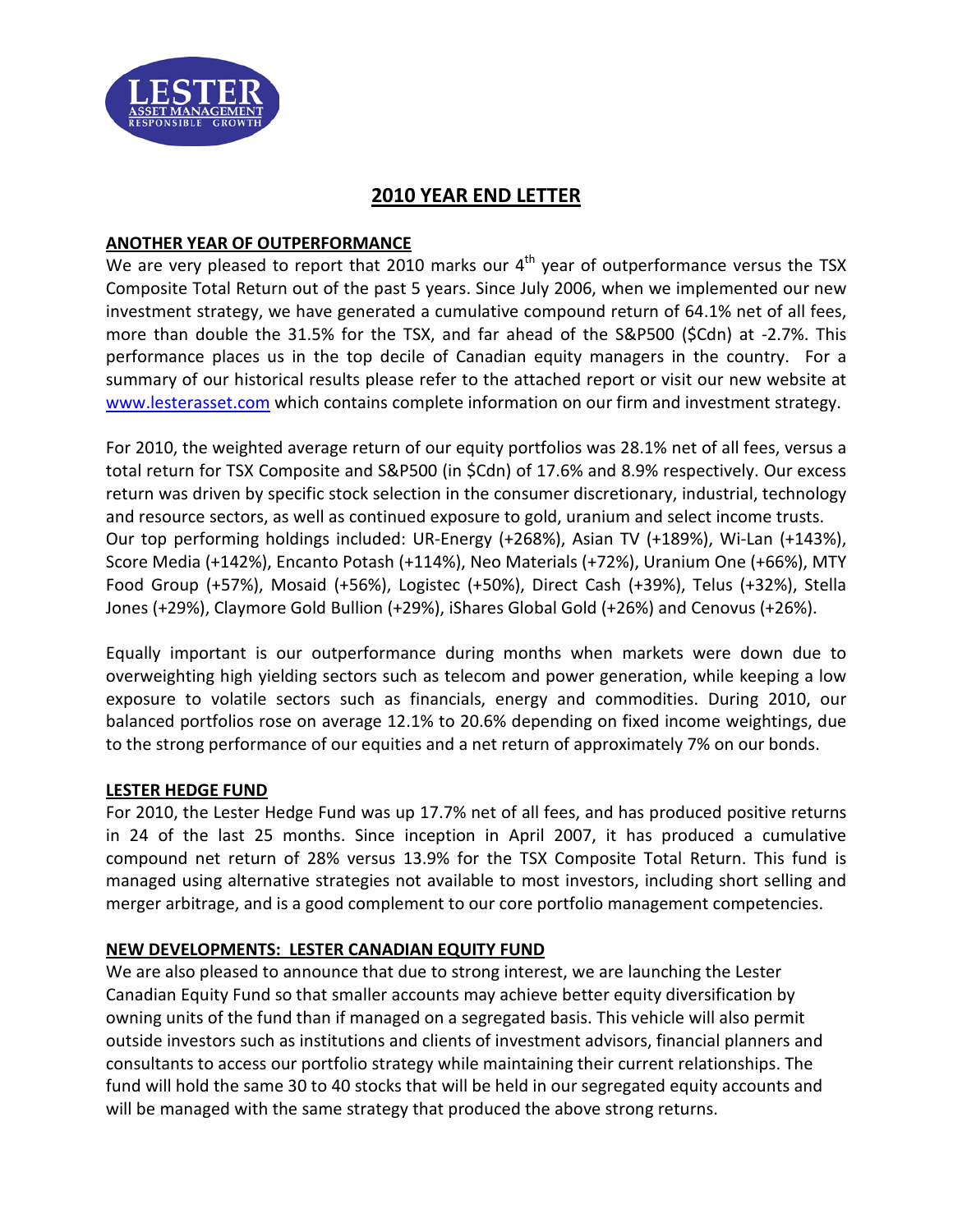# 2010 YEAR END LETTER

## ANOTHER YEAR OF OUTPERFORMANCE

We are very pleased to report that 2010 marks our 4th year of outperformance versus the TSX Composite Total Return out of the past 5 years. Since July 2006, when we implemented our new investment strategy, we have generated a cumulative compound return of 64.1% net of all fees, more than double the 31.5% for the TSX, and far ahead of the S&P500 ($Cdn) at -2.7%. This performance places us in the top decile of Canadian equity managers in the country. For a summary of our historical results please refer to the attached report or visit our new website at www.lesterasset.com which contains complete information on our firm and investment strategy.

For 2010, the weighted average return of our equity portfolios was 28.1% net of all fees, versus a total return for TSX Composite and S&P500 (in $Cdn) of 17.6% and 8.9% respectively. Our excess return was driven by specific stock selection in the consumer discretionary, industrial, technology and resource sectors, as well as continued exposure to gold, uranium and select income trusts. Our top performing holdings included: UR-Energy (+268%), Asian TV (+189%), Wi-Lan (+143%), Score Media (+142%), Encanto Potash (+114%), Neo Materials (+72%), Uranium One (+66%), MTY Food Group (+57%), Mosaid (+56%), Logistec (+50%), Direct Cash (+39%), Telus (+32%), Stella Jones (+29%), Claymore Gold Bullion (+29%), iShares Global Gold (+26%) and Cenovus (+26%).

Equally important is our outperformance during months when markets were down due to overweighting high yielding sectors such as telecom and power generation, while keeping a low exposure to volatile sectors such as financials, energy and commodities. During 2010, our balanced portfolios rose on average 12.1% to 20.6% depending on fixed income weightings, due to the strong performance of our equities and a net return of approximately 7% on our bonds.

## LESTER HEDGE FUND

For 2010, the Lester Hedge Fund was up 17.7% net of all fees, and has produced positive returns in 24 of the last 25 months. Since inception in April 2007, it has produced a cumulative compound net return of 28% versus 13.9% for the TSX Composite Total Return. This fund is managed using alternative strategies not available to most investors, including short selling and merger arbitrage, and is a good complement to our core portfolio management competencies.

## NEW DEVELOPMENTS: LESTER CANADIAN EQUITY FUND

We are also pleased to announce that due to strong interest, we are launching the Lester Canadian Equity Fund so that smaller accounts may achieve better equity diversification by owning units of the fund than if managed on a segregated basis. This vehicle will also permit outside investors such as institutions and clients of investment advisors, financial planners and consultants to access our portfolio strategy while maintaining their current relationships. The fund will hold the same 30 to 40 stocks that will be held in our segregated equity accounts and will be managed with the same strategy that produced the above strong returns.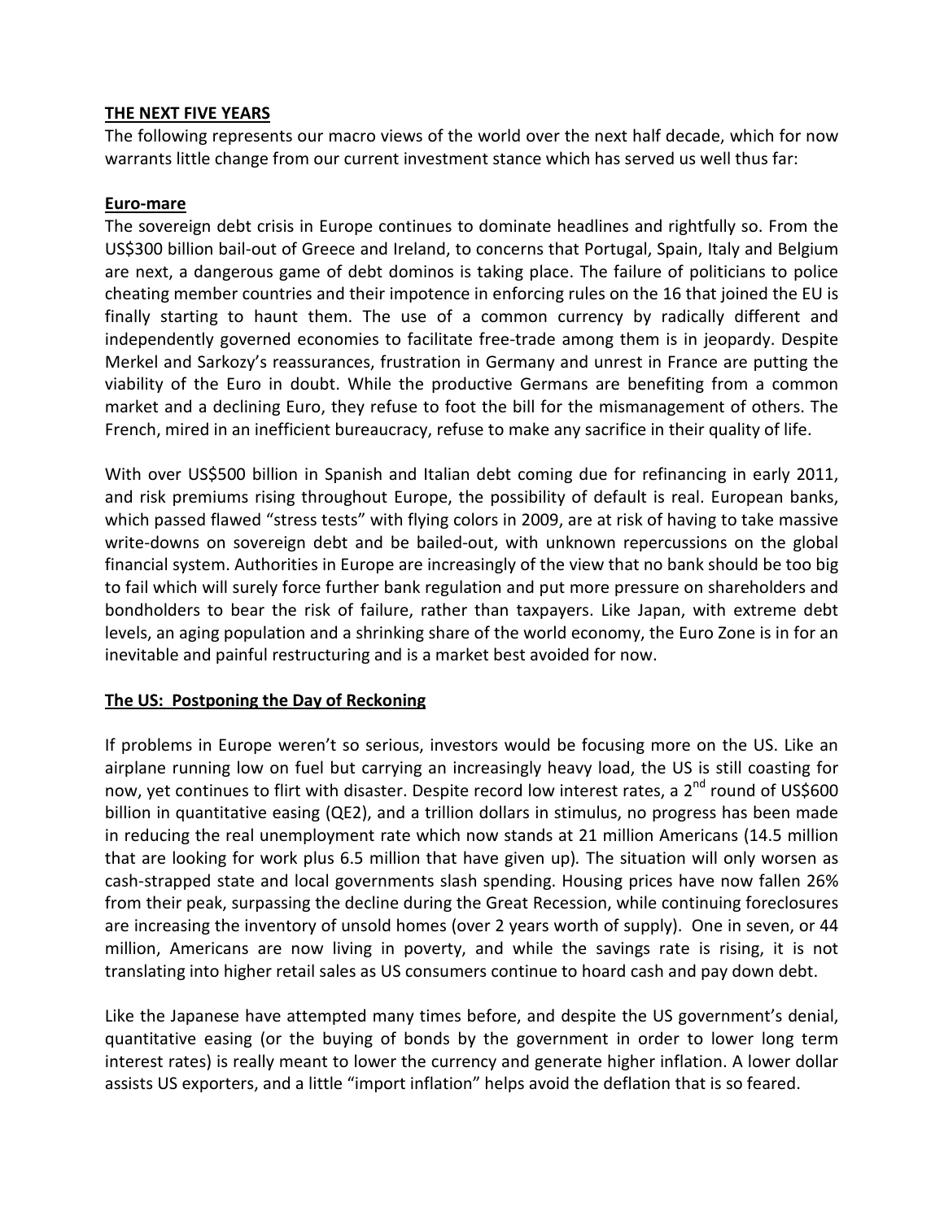## THE NEXT FIVE YEARS

The following represents our macro views of the world over the next half decade, which for now warrants little change from our current investment stance which has served us well thus far:

### Euro-mare

The sovereign debt crisis in Europe continues to dominate headlines and rightfully so. From the US$300 billion bail-out of Greece and Ireland, to concerns that Portugal, Spain, Italy and Belgium are next, a dangerous game of debt dominos is taking place. The failure of politicians to police cheating member countries and their impotence in enforcing rules on the 16 that joined the EU is finally starting to haunt them. The use of a common currency by radically different and independently governed economies to facilitate free-trade among them is in jeopardy. Despite Merkel and Sarkozy's reassurances, frustration in Germany and unrest in France are putting the viability of the Euro in doubt. While the productive Germans are benefiting from a common market and a declining Euro, they refuse to foot the bill for the mismanagement of others. The French, mired in an inefficient bureaucracy, refuse to make any sacrifice in their quality of life.

With over US$500 billion in Spanish and Italian debt coming due for refinancing in early 2011, and risk premiums rising throughout Europe, the possibility of default is real. European banks, which passed flawed "stress tests" with flying colors in 2009, are at risk of having to take massive write-downs on sovereign debt and be bailed-out, with unknown repercussions on the global financial system. Authorities in Europe are increasingly of the view that no bank should be too big to fail which will surely force further bank regulation and put more pressure on shareholders and bondholders to bear the risk of failure, rather than taxpayers. Like Japan, with extreme debt levels, an aging population and a shrinking share of the world economy, the Euro Zone is in for an inevitable and painful restructuring and is a market best avoided for now.

### The US: Postponing the Day of Reckoning

If problems in Europe weren't so serious, investors would be focusing more on the US. Like an airplane running low on fuel but carrying an increasingly heavy load, the US is still coasting for now, yet continues to flirt with disaster. Despite record low interest rates, a 2nd round of US$600 billion in quantitative easing (QE2), and a trillion dollars in stimulus, no progress has been made in reducing the real unemployment rate which now stands at 21 million Americans (14.5 million that are looking for work plus 6.5 million that have given up). The situation will only worsen as cash-strapped state and local governments slash spending. Housing prices have now fallen 26% from their peak, surpassing the decline during the Great Recession, while continuing foreclosures are increasing the inventory of unsold homes (over 2 years worth of supply). One in seven, or 44 million, Americans are now living in poverty, and while the savings rate is rising, it is not translating into higher retail sales as US consumers continue to hoard cash and pay down debt.

Like the Japanese have attempted many times before, and despite the US government's denial, quantitative easing (or the buying of bonds by the government in order to lower long term interest rates) is really meant to lower the currency and generate higher inflation. A lower dollar assists US exporters, and a little "import inflation" helps avoid the deflation that is so feared.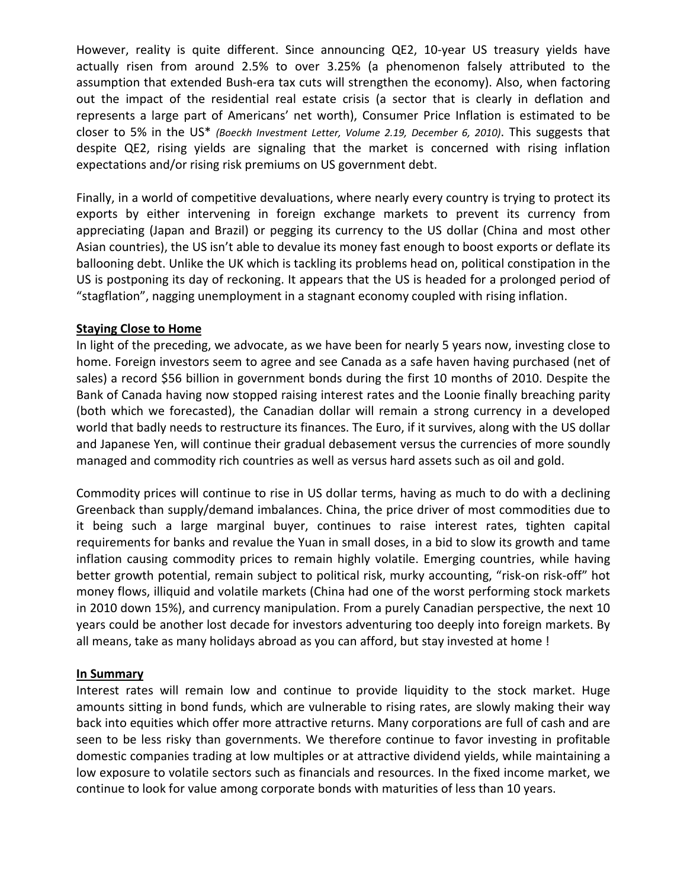However, reality is quite different. Since announcing QE2, 10-year US treasury yields have actually risen from around 2.5% to over 3.25% (a phenomenon falsely attributed to the assumption that extended Bush-era tax cuts will strengthen the economy). Also, when factoring out the impact of the residential real estate crisis (a sector that is clearly in deflation and represents a large part of Americans' net worth), Consumer Price Inflation is estimated to be closer to 5% in the US* *(Boeckh Investment Letter, Volume 2.19, December 6, 2010)*. This suggests that despite QE2, rising yields are signaling that the market is concerned with rising inflation expectations and/or rising risk premiums on US government debt.

Finally, in a world of competitive devaluations, where nearly every country is trying to protect its exports by either intervening in foreign exchange markets to prevent its currency from appreciating (Japan and Brazil) or pegging its currency to the US dollar (China and most other Asian countries), the US isn't able to devalue its money fast enough to boost exports or deflate its ballooning debt. Unlike the UK which is tackling its problems head on, political constipation in the US is postponing its day of reckoning. It appears that the US is headed for a prolonged period of "stagflation", nagging unemployment in a stagnant economy coupled with rising inflation.

**Staying Close to Home**

In light of the preceding, we advocate, as we have been for nearly 5 years now, investing close to home. Foreign investors seem to agree and see Canada as a safe haven having purchased (net of sales) a record $56 billion in government bonds during the first 10 months of 2010. Despite the Bank of Canada having now stopped raising interest rates and the Loonie finally breaching parity (both which we forecasted), the Canadian dollar will remain a strong currency in a developed world that badly needs to restructure its finances. The Euro, if it survives, along with the US dollar and Japanese Yen, will continue their gradual debasement versus the currencies of more soundly managed and commodity rich countries as well as versus hard assets such as oil and gold.

Commodity prices will continue to rise in US dollar terms, having as much to do with a declining Greenback than supply/demand imbalances. China, the price driver of most commodities due to it being such a large marginal buyer, continues to raise interest rates, tighten capital requirements for banks and revalue the Yuan in small doses, in a bid to slow its growth and tame inflation causing commodity prices to remain highly volatile. Emerging countries, while having better growth potential, remain subject to political risk, murky accounting, "risk-on risk-off" hot money flows, illiquid and volatile markets (China had one of the worst performing stock markets in 2010 down 15%), and currency manipulation. From a purely Canadian perspective, the next 10 years could be another lost decade for investors adventuring too deeply into foreign markets. By all means, take as many holidays abroad as you can afford, but stay invested at home !

**In Summary**

Interest rates will remain low and continue to provide liquidity to the stock market. Huge amounts sitting in bond funds, which are vulnerable to rising rates, are slowly making their way back into equities which offer more attractive returns. Many corporations are full of cash and are seen to be less risky than governments. We therefore continue to favor investing in profitable domestic companies trading at low multiples or at attractive dividend yields, while maintaining a low exposure to volatile sectors such as financials and resources. In the fixed income market, we continue to look for value among corporate bonds with maturities of less than 10 years.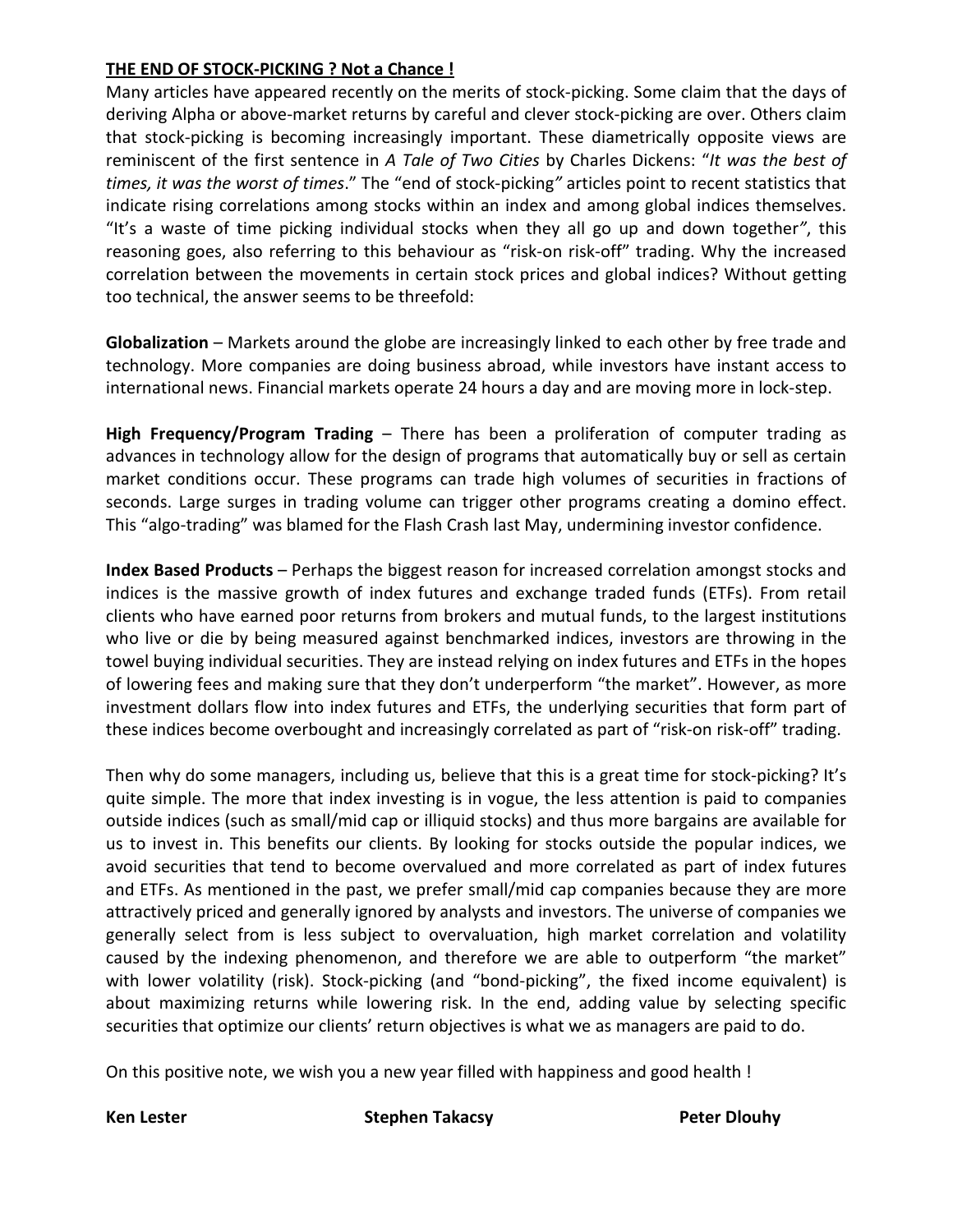**THE END OF STOCK-PICKING ? Not a Chance !**

Many articles have appeared recently on the merits of stock-picking. Some claim that the days of deriving Alpha or above-market returns by careful and clever stock-picking are over. Others claim that stock-picking is becoming increasingly important. These diametrically opposite views are reminiscent of the first sentence in *A Tale of Two Cities* by Charles Dickens: "*It was the best of times, it was the worst of times*." The "end of stock-picking" articles point to recent statistics that indicate rising correlations among stocks within an index and among global indices themselves. "It's a waste of time picking individual stocks when they all go up and down together", this reasoning goes, also referring to this behaviour as "risk-on risk-off" trading. Why the increased correlation between the movements in certain stock prices and global indices? Without getting too technical, the answer seems to be threefold:

**Globalization** – Markets around the globe are increasingly linked to each other by free trade and technology. More companies are doing business abroad, while investors have instant access to international news. Financial markets operate 24 hours a day and are moving more in lock-step.

**High Frequency/Program Trading** – There has been a proliferation of computer trading as advances in technology allow for the design of programs that automatically buy or sell as certain market conditions occur. These programs can trade high volumes of securities in fractions of seconds. Large surges in trading volume can trigger other programs creating a domino effect. This "algo-trading" was blamed for the Flash Crash last May, undermining investor confidence.

**Index Based Products** – Perhaps the biggest reason for increased correlation amongst stocks and indices is the massive growth of index futures and exchange traded funds (ETFs). From retail clients who have earned poor returns from brokers and mutual funds, to the largest institutions who live or die by being measured against benchmarked indices, investors are throwing in the towel buying individual securities. They are instead relying on index futures and ETFs in the hopes of lowering fees and making sure that they don't underperform "the market". However, as more investment dollars flow into index futures and ETFs, the underlying securities that form part of these indices become overbought and increasingly correlated as part of "risk-on risk-off" trading.

Then why do some managers, including us, believe that this is a great time for stock-picking? It's quite simple. The more that index investing is in vogue, the less attention is paid to companies outside indices (such as small/mid cap or illiquid stocks) and thus more bargains are available for us to invest in. This benefits our clients. By looking for stocks outside the popular indices, we avoid securities that tend to become overvalued and more correlated as part of index futures and ETFs. As mentioned in the past, we prefer small/mid cap companies because they are more attractively priced and generally ignored by analysts and investors. The universe of companies we generally select from is less subject to overvaluation, high market correlation and volatility caused by the indexing phenomenon, and therefore we are able to outperform "the market" with lower volatility (risk). Stock-picking (and "bond-picking", the fixed income equivalent) is about maximizing returns while lowering risk. In the end, adding value by selecting specific securities that optimize our clients' return objectives is what we as managers are paid to do.

On this positive note, we wish you a new year filled with happiness and good health !

**Ken Lester** **Stephen Takacsy** **Peter Dlouhy**